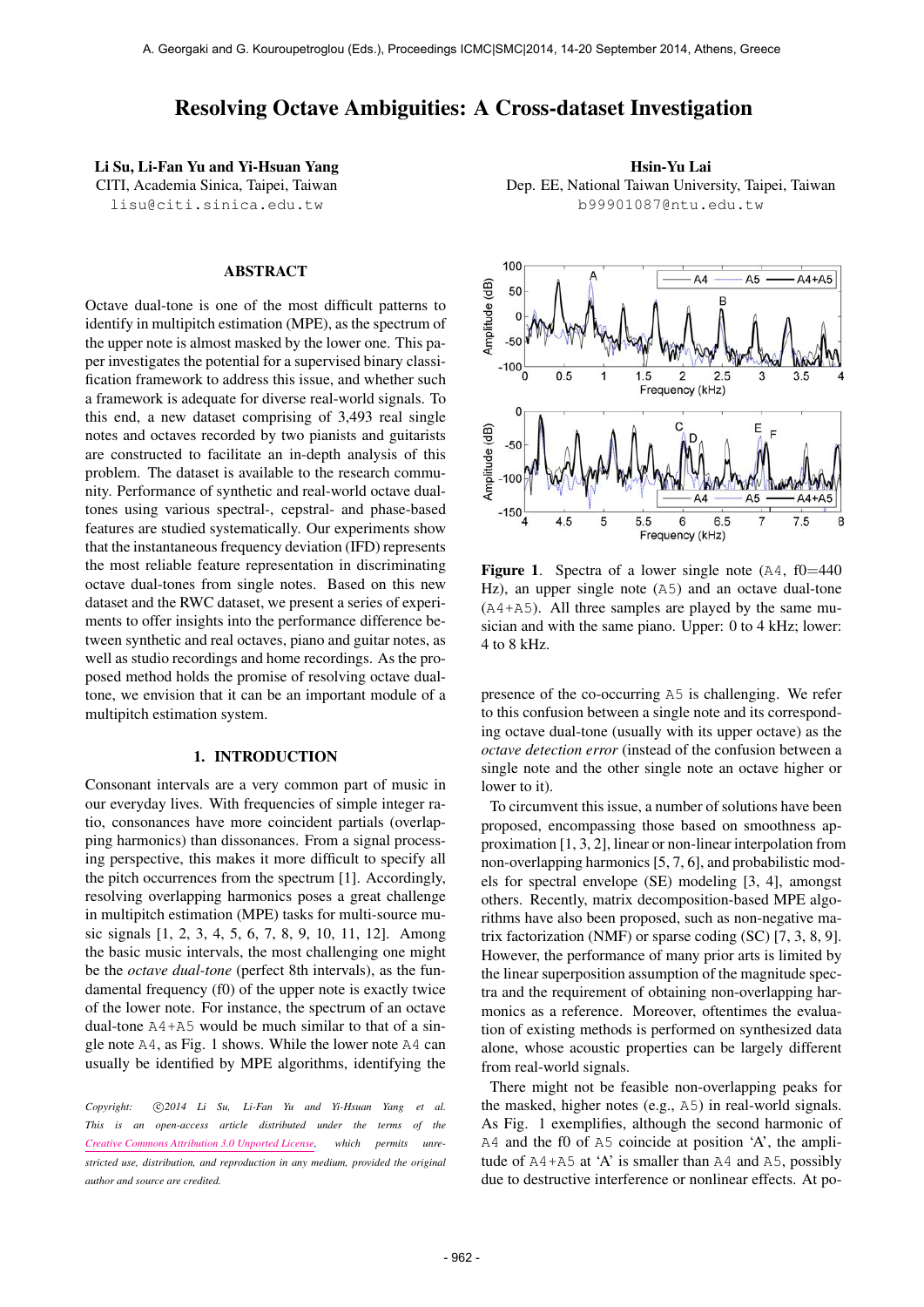# Resolving Octave Ambiguities: A Cross-dataset Investigation

**Li Su, Li-Fan Yu and Yi-Hsuan Yang**
CITI, Academia Sinica, Taipei, Taiwan
lisu@citi.sinica.edu.tw

**Hsin-Yu Lai**
Dep. EE, National Taiwan University, Taipei, Taiwan
b99901087@ntu.edu.tw

## ABSTRACT

Octave dual-tone is one of the most difficult patterns to identify in multipitch estimation (MPE), as the spectrum of the upper note is almost masked by the lower one. This paper investigates the potential for a supervised binary classification framework to address this issue, and whether such a framework is adequate for diverse real-world signals. To this end, a new dataset comprising of 3,493 real single notes and octaves recorded by two pianists and guitarists are constructed to facilitate an in-depth analysis of this problem. The dataset is available to the research community. Performance of synthetic and real-world octave dual-tones using various spectral-, cepstral- and phase-based features are studied systematically. Our experiments show that the instantaneous frequency deviation (IFD) represents the most reliable feature representation in discriminating octave dual-tones from single notes. Based on this new dataset and the RWC dataset, we present a series of experiments to offer insights into the performance difference between synthetic and real octaves, piano and guitar notes, as well as studio recordings and home recordings. As the proposed method holds the promise of resolving octave dual-tone, we envision that it can be an important module of a multipitch estimation system.

## 1. INTRODUCTION

Consonant intervals are a very common part of music in our everyday lives. With frequencies of simple integer ratio, consonances have more coincident partials (overlapping harmonics) than dissonances. From a signal processing perspective, this makes it more difficult to specify all the pitch occurrences from the spectrum [1]. Accordingly, resolving overlapping harmonics poses a great challenge in multipitch estimation (MPE) tasks for multi-source music signals [1, 2, 3, 4, 5, 6, 7, 8, 9, 10, 11, 12]. Among the basic music intervals, the most challenging one might be the *octave dual-tone* (perfect 8th intervals), as the fundamental frequency (f0) of the upper note is exactly twice of the lower note. For instance, the spectrum of an octave dual-tone A4+A5 would be much similar to that of a single note A4, as Fig. 1 shows. While the lower note A4 can usually be identified by MPE algorithms, identifying the presence of the co-occurring A5 is challenging. We refer to this confusion between a single note and its corresponding octave dual-tone (usually with its upper octave) as the *octave detection error* (instead of the confusion between a single note and the other single note an octave higher or lower to it).

*Copyright: ©2014 Li Su, Li-Fan Yu and Yi-Hsuan Yang et al. This is an open-access article distributed under the terms of the Creative Commons Attribution 3.0 Unported License, which permits unrestricted use, distribution, and reproduction in any medium, provided the original author and source are credited.*

**Figure 1**. Spectra of a lower single note (A4, f0=440 Hz), an upper single note (A5) and an octave dual-tone (A4+A5). All three samples are played by the same musician and with the same piano. Upper: 0 to 4 kHz; lower: 4 to 8 kHz.

To circumvent this issue, a number of solutions have been proposed, encompassing those based on smoothness approximation [1, 3, 2], linear or non-linear interpolation from non-overlapping harmonics [5, 7, 6], and probabilistic models for spectral envelope (SE) modeling [3, 4], amongst others. Recently, matrix decomposition-based MPE algorithms have also been proposed, such as non-negative matrix factorization (NMF) or sparse coding (SC) [7, 3, 8, 9]. However, the performance of many prior arts is limited by the linear superposition assumption of the magnitude spectra and the requirement of obtaining non-overlapping harmonics as a reference. Moreover, oftentimes the evaluation of existing methods is performed on synthesized data alone, whose acoustic properties can be largely different from real-world signals.

There might not be feasible non-overlapping peaks for the masked, higher notes (e.g., A5) in real-world signals. As Fig. 1 exemplifies, although the second harmonic of A4 and the f0 of A5 coincide at position 'A', the amplitude of A4+A5 at 'A' is smaller than A4 and A5, possibly due to destructive interference or nonlinear effects. At po-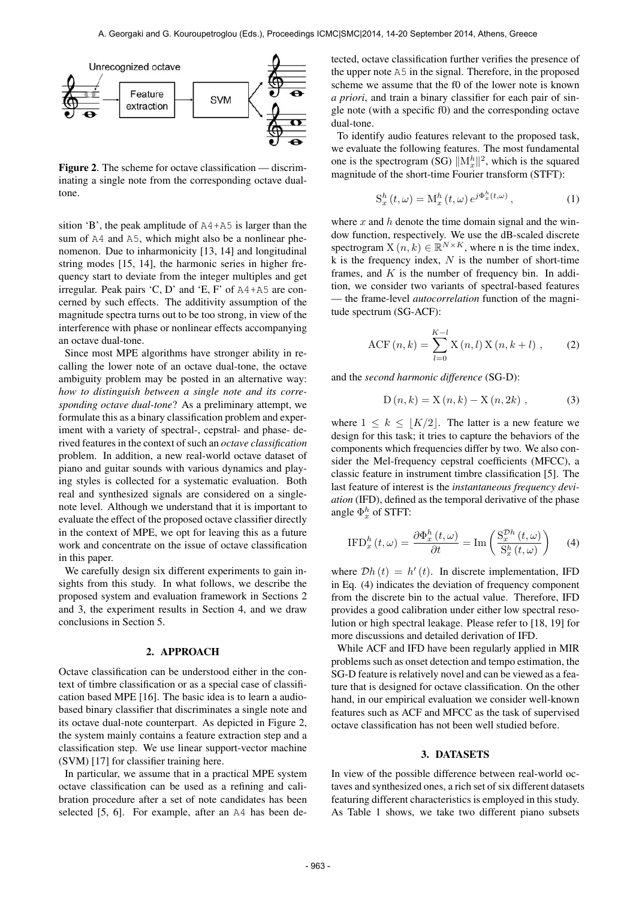Figure 2. The scheme for octave classification — discriminating a single note from the corresponding octave dual-tone.

sition 'B', the peak amplitude of A4+A5 is larger than the sum of A4 and A5, which might also be a nonlinear phenomenon. Due to inharmonicity [13, 14] and longitudinal string modes [15, 14], the harmonic series in higher frequency start to deviate from the integer multiples and get irregular. Peak pairs 'C, D' and 'E, F' of A4+A5 are concerned by such effects. The additivity assumption of the magnitude spectra turns out to be too strong, in view of the interference with phase or nonlinear effects accompanying an octave dual-tone.

Since most MPE algorithms have stronger ability in recalling the lower note of an octave dual-tone, the octave ambiguity problem may be posted in an alternative way: *how to distinguish between a single note and its corresponding octave dual-tone*? As a preliminary attempt, we formulate this as a binary classification problem and experiment with a variety of spectral-, cepstral- and phase- derived features in the context of such an *octave classification* problem. In addition, a new real-world octave dataset of piano and guitar sounds with various dynamics and playing styles is collected for a systematic evaluation. Both real and synthesized signals are considered on a single-note level. Although we understand that it is important to evaluate the effect of the proposed octave classifier directly in the context of MPE, we opt for leaving this as a future work and concentrate on the issue of octave classification in this paper.

We carefully design six different experiments to gain insights from this study. In what follows, we describe the proposed system and evaluation framework in Sections 2 and 3, the experiment results in Section 4, and we draw conclusions in Section 5.

## 2. APPROACH

Octave classification can be understood either in the context of timbre classification or as a special case of classification based MPE [16]. The basic idea is to learn a audio-based binary classifier that discriminates a single note and its octave dual-note counterpart. As depicted in Figure 2, the system mainly contains a feature extraction step and a classification step. We use linear support-vector machine (SVM) [17] for classifier training here.

In particular, we assume that in a practical MPE system octave classification can be used as a refining and calibration procedure after a set of note candidates has been selected [5, 6]. For example, after an A4 has been detected, octave classification further verifies the presence of the upper note A5 in the signal. Therefore, in the proposed scheme we assume that the f0 of the lower note is known *a priori*, and train a binary classifier for each pair of single note (with a specific f0) and the corresponding octave dual-tone.

To identify audio features relevant to the proposed task, we evaluate the following features. The most fundamental one is the spectrogram (SG) $\|\mathrm{M}_x^h\|^2$, which is the squared magnitude of the short-time Fourier transform (STFT):

$$\mathrm{S}_x^h(t,\omega) = \mathrm{M}_x^h(t,\omega)\, e^{j\Phi_x^h(t,\omega)}\,, \tag{1}$$

where $x$ and $h$ denote the time domain signal and the window function, respectively. We use the dB-scaled discrete spectrogram $\mathrm{X}(n,k) \in \mathbb{R}^{N \times K}$, where n is the time index, k is the frequency index, $N$ is the number of short-time frames, and $K$ is the number of frequency bin. In addition, we consider two variants of spectral-based features — the frame-level *autocorrelation* function of the magnitude spectrum (SG-ACF):

$$\mathrm{ACF}(n,k) = \sum_{l=0}^{K-l} \mathrm{X}(n,l)\,\mathrm{X}(n,k+l)\,, \tag{2}$$

and the *second harmonic difference* (SG-D):

$$\mathrm{D}(n,k) = \mathrm{X}(n,k) - \mathrm{X}(n,2k)\,, \tag{3}$$

where $1 \leq k \leq \lfloor K/2 \rfloor$. The latter is a new feature we design for this task; it tries to capture the behaviors of the components which frequencies differ by two. We also consider the Mel-frequency cepstral coefficients (MFCC), a classic feature in instrument timbre classification [5]. The last feature of interest is the *instantaneous frequency deviation* (IFD), defined as the temporal derivative of the phase angle $\Phi_x^h$ of STFT:

$$\mathrm{IFD}_x^h(t,\omega) = \frac{\partial \Phi_x^h(t,\omega)}{\partial t} = \mathrm{Im}\left(\frac{\mathrm{S}_x^{\mathcal{D}h}(t,\omega)}{\mathrm{S}_x^h(t,\omega)}\right) \tag{4}$$

where $\mathcal{D}h(t) = h'(t)$. In discrete implementation, IFD in Eq. (4) indicates the deviation of frequency component from the discrete bin to the actual value. Therefore, IFD provides a good calibration under either low spectral resolution or high spectral leakage. Please refer to [18, 19] for more discussions and detailed derivation of IFD.

While ACF and IFD have been regularly applied in MIR problems such as onset detection and tempo estimation, the SG-D feature is relatively novel and can be viewed as a feature that is designed for octave classification. On the other hand, in our empirical evaluation we consider well-known features such as ACF and MFCC as the task of supervised octave classification has not been well studied before.

## 3. DATASETS

In view of the possible difference between real-world octaves and synthesized ones, a rich set of six different datasets featuring different characteristics is employed in this study. As Table 1 shows, we take two different piano subsets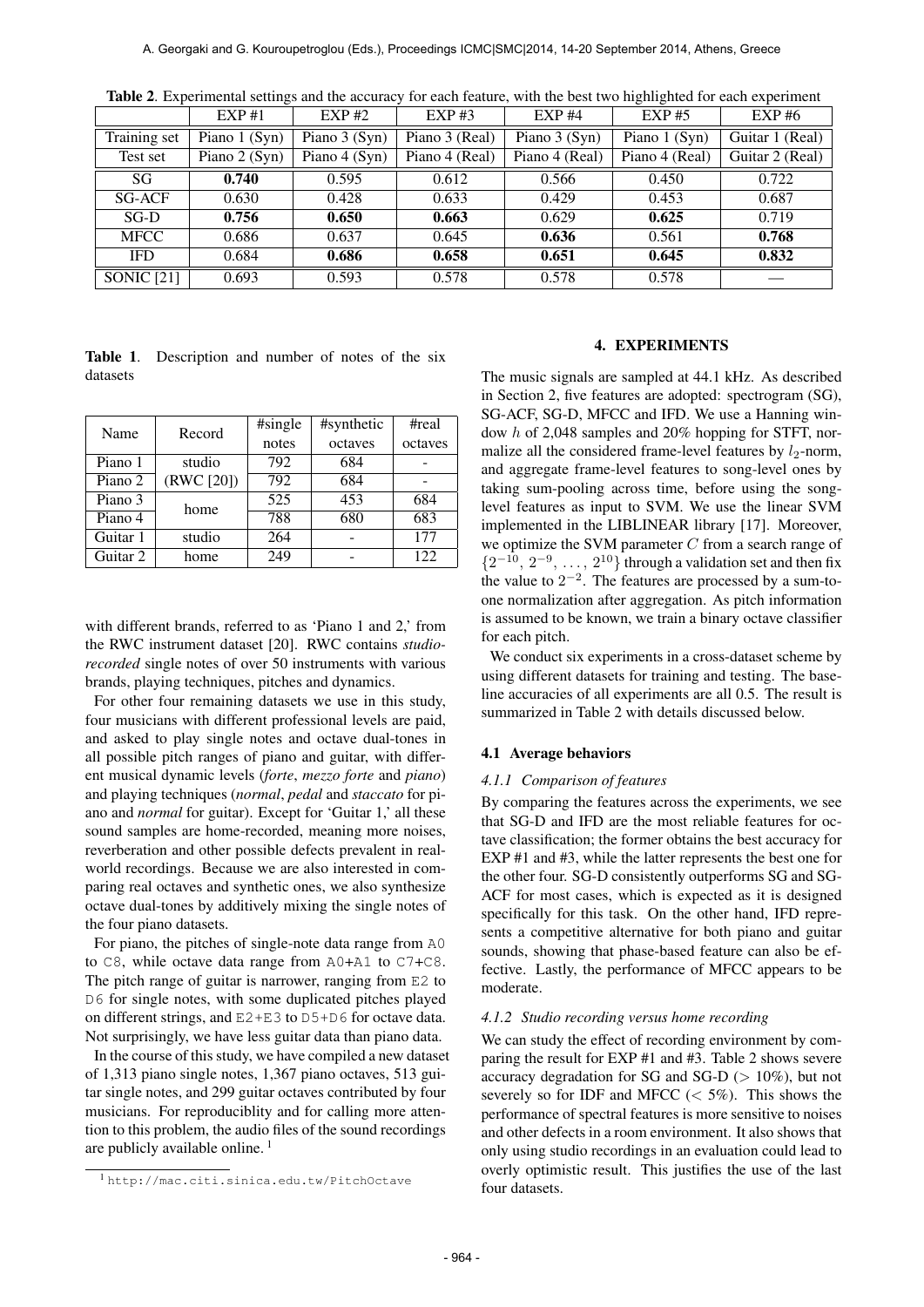**Table 2.** Experimental settings and the accuracy for each feature, with the best two highlighted for each experiment

| | EXP #1 | EXP #2 | EXP #3 | EXP #4 | EXP #5 | EXP #6 |
|---|---|---|---|---|---|---|
| Training set | Piano 1 (Syn) | Piano 3 (Syn) | Piano 3 (Real) | Piano 3 (Syn) | Piano 1 (Syn) | Guitar 1 (Real) |
| Test set | Piano 2 (Syn) | Piano 4 (Syn) | Piano 4 (Real) | Piano 4 (Real) | Piano 4 (Real) | Guitar 2 (Real) |
| SG | **0.740** | 0.595 | 0.612 | 0.566 | 0.450 | 0.722 |
| SG-ACF | 0.630 | 0.428 | 0.633 | 0.429 | 0.453 | 0.687 |
| SG-D | **0.756** | **0.650** | **0.663** | 0.629 | **0.625** | 0.719 |
| MFCC | 0.686 | 0.637 | 0.645 | **0.636** | 0.561 | **0.768** |
| IFD | 0.684 | **0.686** | **0.658** | **0.651** | **0.645** | **0.832** |
| SONIC [21] | 0.693 | 0.593 | 0.578 | 0.578 | 0.578 | — |

**Table 1.** Description and number of notes of the six datasets

| Name | Record | #single notes | #synthetic octaves | #real octaves |
|---|---|---|---|---|
| Piano 1 | studio (RWC [20]) | 792 | 684 | - |
| Piano 2 | | 792 | 684 | - |
| Piano 3 | home | 525 | 453 | 684 |
| Piano 4 | | 788 | 680 | 683 |
| Guitar 1 | studio | 264 | - | 177 |
| Guitar 2 | home | 249 | - | 122 |

with different brands, referred to as 'Piano 1 and 2,' from the RWC instrument dataset [20]. RWC contains *studio-recorded* single notes of over 50 instruments with various brands, playing techniques, pitches and dynamics.

For other four remaining datasets we use in this study, four musicians with different professional levels are paid, and asked to play single notes and octave dual-tones in all possible pitch ranges of piano and guitar, with different musical dynamic levels (*forte*, *mezzo forte* and *piano*) and playing techniques (*normal*, *pedal* and *staccato* for piano and *normal* for guitar). Except for 'Guitar 1,' all these sound samples are home-recorded, meaning more noises, reverberation and other possible defects prevalent in real-world recordings. Because we are also interested in comparing real octaves and synthetic ones, we also synthesize octave dual-tones by additively mixing the single notes of the four piano datasets.

For piano, the pitches of single-note data range from A0 to C8, while octave data range from A0+A1 to C7+C8. The pitch range of guitar is narrower, ranging from E2 to D6 for single notes, with some duplicated pitches played on different strings, and E2+E3 to D5+D6 for octave data. Not surprisingly, we have less guitar data than piano data.

In the course of this study, we have compiled a new dataset of 1,313 piano single notes, 1,367 piano octaves, 513 guitar single notes, and 299 guitar octaves contributed by four musicians. For reproduciblity and for calling more attention to this problem, the audio files of the sound recordings are publicly available online. [1]

[1] http://mac.citi.sinica.edu.tw/PitchOctave

## 4. EXPERIMENTS

The music signals are sampled at 44.1 kHz. As described in Section 2, five features are adopted: spectrogram (SG), SG-ACF, SG-D, MFCC and IFD. We use a Hanning window $h$ of 2,048 samples and 20% hopping for STFT, normalize all the considered frame-level features by $l_2$-norm, and aggregate frame-level features to song-level ones by taking sum-pooling across time, before using the song-level features as input to SVM. We use the linear SVM implemented in the LIBLINEAR library [17]. Moreover, we optimize the SVM parameter $C$ from a search range of $\{2^{-10}, 2^{-9}, \ldots, 2^{10}\}$ through a validation set and then fix the value to $2^{-2}$. The features are processed by a sum-to-one normalization after aggregation. As pitch information is assumed to be known, we train a binary octave classifier for each pitch.

We conduct six experiments in a cross-dataset scheme by using different datasets for training and testing. The baseline accuracies of all experiments are all 0.5. The result is summarized in Table 2 with details discussed below.

### 4.1 Average behaviors

#### 4.1.1 Comparison of features

By comparing the features across the experiments, we see that SG-D and IFD are the most reliable features for octave classification; the former obtains the best accuracy for EXP #1 and #3, while the latter represents the best one for the other four. SG-D consistently outperforms SG and SG-ACF for most cases, which is expected as it is designed specifically for this task. On the other hand, IFD represents a competitive alternative for both piano and guitar sounds, showing that phase-based feature can also be effective. Lastly, the performance of MFCC appears to be moderate.

#### 4.1.2 Studio recording versus home recording

We can study the effect of recording environment by comparing the result for EXP #1 and #3. Table 2 shows severe accuracy degradation for SG and SG-D ($> 10\%$), but not severely so for IDF and MFCC ($< 5\%$). This shows the performance of spectral features is more sensitive to noises and other defects in a room environment. It also shows that only using studio recordings in an evaluation could lead to overly optimistic result. This justifies the use of the last four datasets.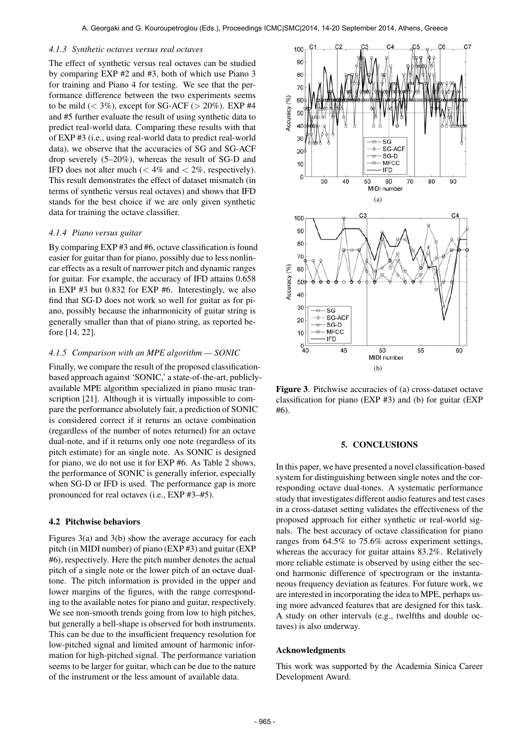#### 4.1.3 Synthetic octaves versus real octaves

The effect of synthetic versus real octaves can be studied by comparing EXP #2 and #3, both of which use Piano 3 for training and Piano 4 for testing. We see that the performance difference between the two experiments seems to be mild ($< 3\%$), except for SG-ACF ($> 20\%$). EXP #4 and #5 further evaluate the result of using synthetic data to predict real-world data. Comparing these results with that of EXP #3 (i.e., using real-world data to predict real-world data), we observe that the accuracies of SG and SG-ACF drop severely (5–20%), whereas the result of SG-D and IFD does not alter much ($< 4\%$ and $< 2\%$, respectively). This result demonstrates the effect of dataset mismatch (in terms of synthetic versus real octaves) and shows that IFD stands for the best choice if we are only given synthetic data for training the octave classifier.

#### 4.1.4 Piano versus guitar

By comparing EXP #3 and #6, octave classification is found easier for guitar than for piano, possibly due to less nonlinear effects as a result of narrower pitch and dynamic ranges for guitar. For example, the accuracy of IFD attains 0.658 in EXP #3 but 0.832 for EXP #6. Interestingly, we also find that SG-D does not work so well for guitar as for piano, possibly because the inharmonicity of guitar string is generally smaller than that of piano string, as reported before [14, 22].

#### 4.1.5 Comparison with an MPE algorithm — SONIC

Finally, we compare the result of the proposed classification-based approach against 'SONIC,' a state-of-the-art, publicly-available MPE algorithm specialized in piano music transcription [21]. Although it is virtually impossible to compare the performance absolutely fair, a prediction of SONIC is considered correct if it returns an octave combination (regardless of the number of notes returned) for an octave dual-note, and if it returns only one note (regardless of its pitch estimate) for an single note. As SONIC is designed for piano, we do not use it for EXP #6. As Table 2 shows, the performance of SONIC is generally inferior, especially when SG-D or IFD is used. The performance gap is more pronounced for real octaves (i.e., EXP #3–#5).

### 4.2 Pitchwise behaviors

Figures 3(a) and 3(b) show the average accuracy for each pitch (in MIDI number) of piano (EXP #3) and guitar (EXP #6), respectively. Here the pitch number denotes the actual pitch of a single note or the lower pitch of an octave dual-tone. The pitch information is provided in the upper and lower margins of the figures, with the range corresponding to the available notes for piano and guitar, respectively. We see non-smooth trends going from low to high pitches, but generally a bell-shape is observed for both instruments. This can be due to the insufficient frequency resolution for low-pitched signal and limited amount of harmonic information for high-pitched signal. The performance variation seems to be larger for guitar, which can be due to the nature of the instrument or the less amount of available data.

**Figure 3**. Pitchwise accuracies of (a) cross-dataset octave classification for piano (EXP #3) and (b) for guitar (EXP #6).

## 5. CONCLUSIONS

In this paper, we have presented a novel classification-based system for distinguishing between single notes and the corresponding octave dual-tones. A systematic performance study that investigates different audio features and test cases in a cross-dataset setting validates the effectiveness of the proposed approach for either synthetic or real-world signals. The best accuracy of octave classification for piano ranges from 64.5% to 75.6% across experiment settings, whereas the accuracy for guitar attains 83.2%. Relatively more reliable estimate is observed by using either the second harmonic difference of spectrogram or the instantaneous frequency deviation as features. For future work, we are interested in incorporating the idea to MPE, perhaps using more advanced features that are designed for this task. A study on other intervals (e.g., twelfths and double octaves) is also underway.

### Acknowledgments

This work was supported by the Academia Sinica Career Development Award.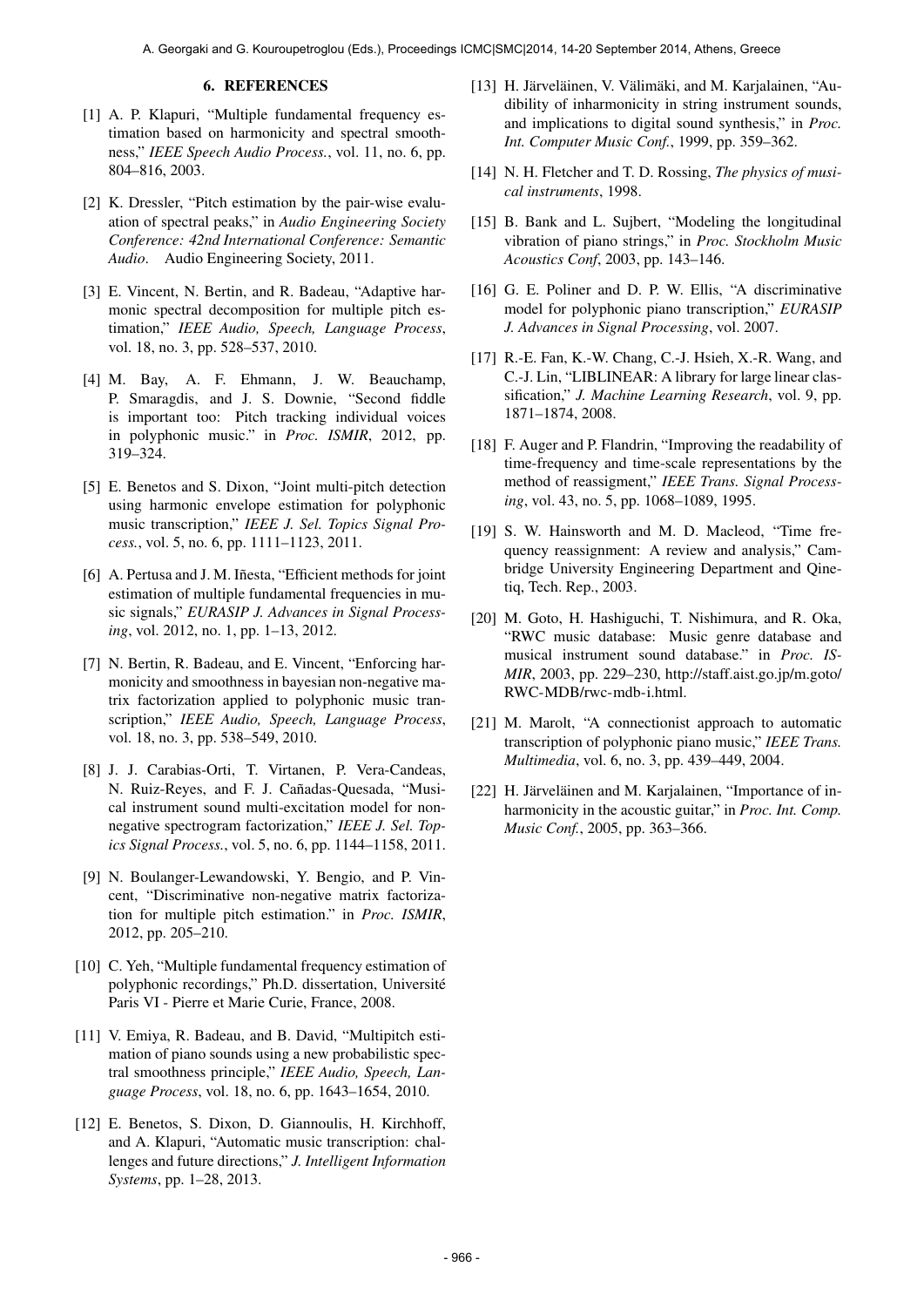## 6. REFERENCES

[1] A. P. Klapuri, "Multiple fundamental frequency estimation based on harmonicity and spectral smoothness," *IEEE Speech Audio Process.*, vol. 11, no. 6, pp. 804–816, 2003.

[2] K. Dressler, "Pitch estimation by the pair-wise evaluation of spectral peaks," in *Audio Engineering Society Conference: 42nd International Conference: Semantic Audio*. Audio Engineering Society, 2011.

[3] E. Vincent, N. Bertin, and R. Badeau, "Adaptive harmonic spectral decomposition for multiple pitch estimation," *IEEE Audio, Speech, Language Process*, vol. 18, no. 3, pp. 528–537, 2010.

[4] M. Bay, A. F. Ehmann, J. W. Beauchamp, P. Smaragdis, and J. S. Downie, "Second fiddle is important too: Pitch tracking individual voices in polyphonic music." in *Proc. ISMIR*, 2012, pp. 319–324.

[5] E. Benetos and S. Dixon, "Joint multi-pitch detection using harmonic envelope estimation for polyphonic music transcription," *IEEE J. Sel. Topics Signal Process.*, vol. 5, no. 6, pp. 1111–1123, 2011.

[6] A. Pertusa and J. M. Iñesta, "Efficient methods for joint estimation of multiple fundamental frequencies in music signals," *EURASIP J. Advances in Signal Processing*, vol. 2012, no. 1, pp. 1–13, 2012.

[7] N. Bertin, R. Badeau, and E. Vincent, "Enforcing harmonicity and smoothness in bayesian non-negative matrix factorization applied to polyphonic music transcription," *IEEE Audio, Speech, Language Process*, vol. 18, no. 3, pp. 538–549, 2010.

[8] J. J. Carabias-Orti, T. Virtanen, P. Vera-Candeas, N. Ruiz-Reyes, and F. J. Cañadas-Quesada, "Musical instrument sound multi-excitation model for non-negative spectrogram factorization," *IEEE J. Sel. Topics Signal Process.*, vol. 5, no. 6, pp. 1144–1158, 2011.

[9] N. Boulanger-Lewandowski, Y. Bengio, and P. Vincent, "Discriminative non-negative matrix factorization for multiple pitch estimation." in *Proc. ISMIR*, 2012, pp. 205–210.

[10] C. Yeh, "Multiple fundamental frequency estimation of polyphonic recordings," Ph.D. dissertation, Université Paris VI - Pierre et Marie Curie, France, 2008.

[11] V. Emiya, R. Badeau, and B. David, "Multipitch estimation of piano sounds using a new probabilistic spectral smoothness principle," *IEEE Audio, Speech, Language Process*, vol. 18, no. 6, pp. 1643–1654, 2010.

[12] E. Benetos, S. Dixon, D. Giannoulis, H. Kirchhoff, and A. Klapuri, "Automatic music transcription: challenges and future directions," *J. Intelligent Information Systems*, pp. 1–28, 2013.

[13] H. Järveläinen, V. Välimäki, and M. Karjalainen, "Audibility of inharmonicity in string instrument sounds, and implications to digital sound synthesis," in *Proc. Int. Computer Music Conf.*, 1999, pp. 359–362.

[14] N. H. Fletcher and T. D. Rossing, *The physics of musical instruments*, 1998.

[15] B. Bank and L. Sujbert, "Modeling the longitudinal vibration of piano strings," in *Proc. Stockholm Music Acoustics Conf*, 2003, pp. 143–146.

[16] G. E. Poliner and D. P. W. Ellis, "A discriminative model for polyphonic piano transcription," *EURASIP J. Advances in Signal Processing*, vol. 2007.

[17] R.-E. Fan, K.-W. Chang, C.-J. Hsieh, X.-R. Wang, and C.-J. Lin, "LIBLINEAR: A library for large linear classification," *J. Machine Learning Research*, vol. 9, pp. 1871–1874, 2008.

[18] F. Auger and P. Flandrin, "Improving the readability of time-frequency and time-scale representations by the method of reassigment," *IEEE Trans. Signal Processing*, vol. 43, no. 5, pp. 1068–1089, 1995.

[19] S. W. Hainsworth and M. D. Macleod, "Time frequency reassignment: A review and analysis," Cambridge University Engineering Department and Qinetiq, Tech. Rep., 2003.

[20] M. Goto, H. Hashiguchi, T. Nishimura, and R. Oka, "RWC music database: Music genre database and musical instrument sound database." in *Proc. ISMIR*, 2003, pp. 229–230, http://staff.aist.go.jp/m.goto/RWC-MDB/rwc-mdb-i.html.

[21] M. Marolt, "A connectionist approach to automatic transcription of polyphonic piano music," *IEEE Trans. Multimedia*, vol. 6, no. 3, pp. 439–449, 2004.

[22] H. Järveläinen and M. Karjalainen, "Importance of inharmonicity in the acoustic guitar," in *Proc. Int. Comp. Music Conf.*, 2005, pp. 363–366.